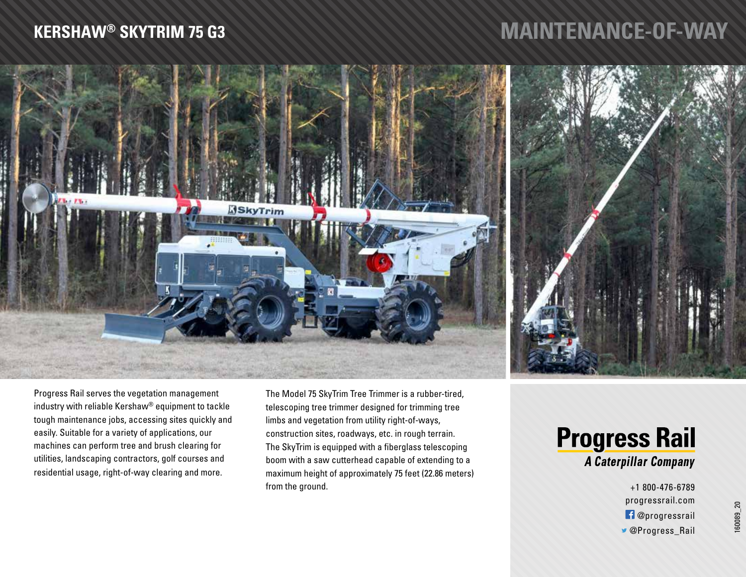# KERSHAW® SKYTRIM 75 G3

## MAINTENANCE-OF-WAY

Progress Rail serves the vegetation management industry with reliable Kershaw® equipment to tackle tough maintenance jobs, accessing sites quickly and easily. Suitable for a variety of applications, our machines can perform tree and brush clearing for utilities, landscaping contractors, golf courses and residential usage, right-of-way clearing and more.

The Model 75 SkyTrim Tree Trimmer is a rubber-tired, telescoping tree trimmer designed for trimming tree limbs and vegetation from utility right-of-ways, construction sites, roadways, etc. in rough terrain. The SkyTrim is equipped with a fiberglass telescoping boom with a saw cutterhead capable of extending to a maximum height of approximately 75 feet (22.86 meters) from the ground.

**Progress Rail**
*A Caterpillar Company*

+1 800-476-6789
progressrail.com
@progressrail
@Progress_Rail

160089_20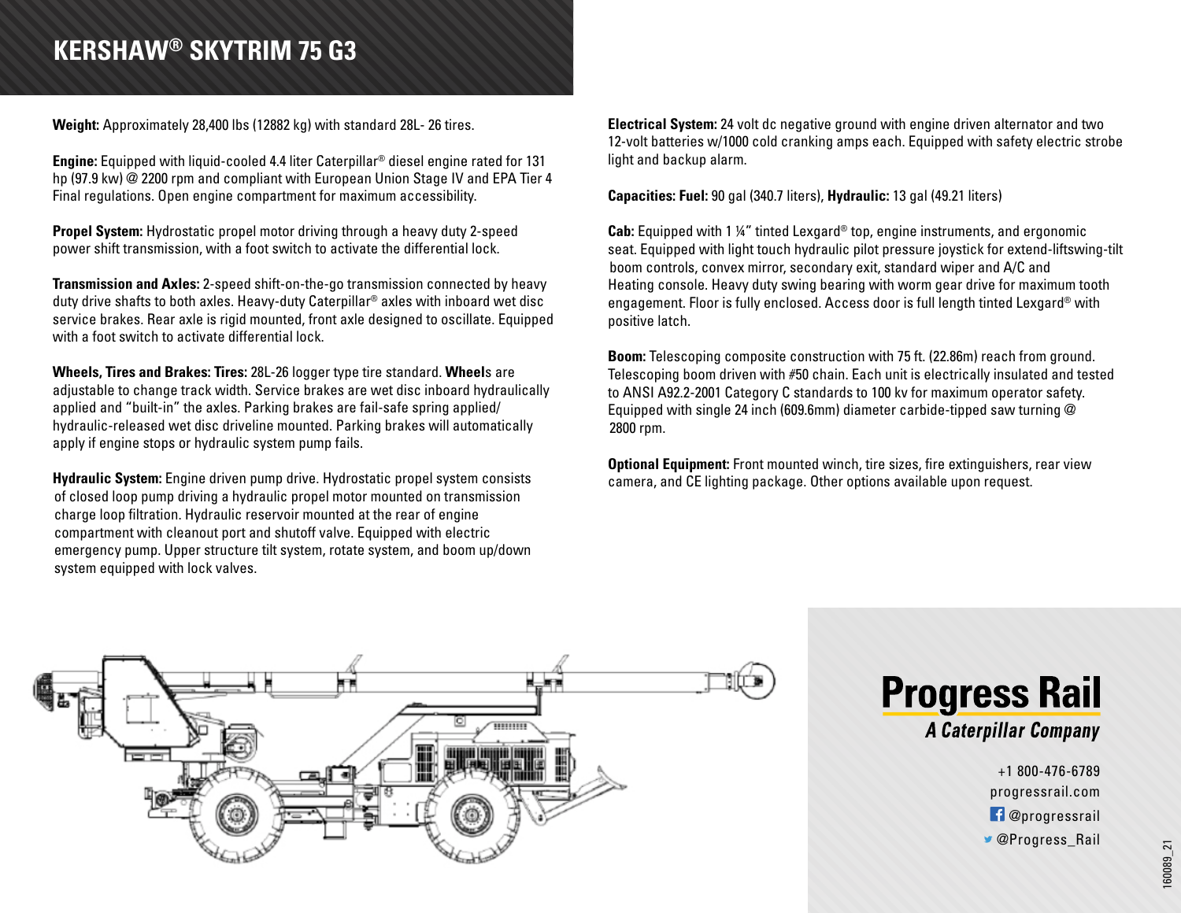# KERSHAW® SKYTRIM 75 G3

**Weight:** Approximately 28,400 lbs (12882 kg) with standard 28L- 26 tires.

**Engine:** Equipped with liquid-cooled 4.4 liter Caterpillar® diesel engine rated for 131 hp (97.9 kw) @ 2200 rpm and compliant with European Union Stage IV and EPA Tier 4 Final regulations. Open engine compartment for maximum accessibility.

**Propel System:** Hydrostatic propel motor driving through a heavy duty 2-speed power shift transmission, with a foot switch to activate the differential lock.

**Transmission and Axles:** 2-speed shift-on-the-go transmission connected by heavy duty drive shafts to both axles. Heavy-duty Caterpillar® axles with inboard wet disc service brakes. Rear axle is rigid mounted, front axle designed to oscillate. Equipped with a foot switch to activate differential lock.

**Wheels, Tires and Brakes: Tires:** 28L-26 logger type tire standard. **Wheel**s are adjustable to change track width. Service brakes are wet disc inboard hydraulically applied and "built-in" the axles. Parking brakes are fail-safe spring applied/hydraulic-released wet disc driveline mounted. Parking brakes will automatically apply if engine stops or hydraulic system pump fails.

**Hydraulic System:** Engine driven pump drive. Hydrostatic propel system consists of closed loop pump driving a hydraulic propel motor mounted on transmission charge loop filtration. Hydraulic reservoir mounted at the rear of engine compartment with cleanout port and shutoff valve. Equipped with electric emergency pump. Upper structure tilt system, rotate system, and boom up/down system equipped with lock valves.

**Electrical System:** 24 volt dc negative ground with engine driven alternator and two 12-volt batteries w/1000 cold cranking amps each. Equipped with safety electric strobe light and backup alarm.

**Capacities: Fuel:** 90 gal (340.7 liters), **Hydraulic:** 13 gal (49.21 liters)

**Cab:** Equipped with 1 ¼" tinted Lexgard® top, engine instruments, and ergonomic seat. Equipped with light touch hydraulic pilot pressure joystick for extend-liftswing-tilt boom controls, convex mirror, secondary exit, standard wiper and A/C and Heating console. Heavy duty swing bearing with worm gear drive for maximum tooth engagement. Floor is fully enclosed. Access door is full length tinted Lexgard® with positive latch.

**Boom:** Telescoping composite construction with 75 ft. (22.86m) reach from ground. Telescoping boom driven with #50 chain. Each unit is electrically insulated and tested to ANSI A92.2-2001 Category C standards to 100 kv for maximum operator safety. Equipped with single 24 inch (609.6mm) diameter carbide-tipped saw turning @ 2800 rpm.

**Optional Equipment:** Front mounted winch, tire sizes, fire extinguishers, rear view camera, and CE lighting package. Other options available upon request.

**Progress Rail**
*A Caterpillar Company*

+1 800-476-6789
progressrail.com
@progressrail
@Progress_Rail

160089_21